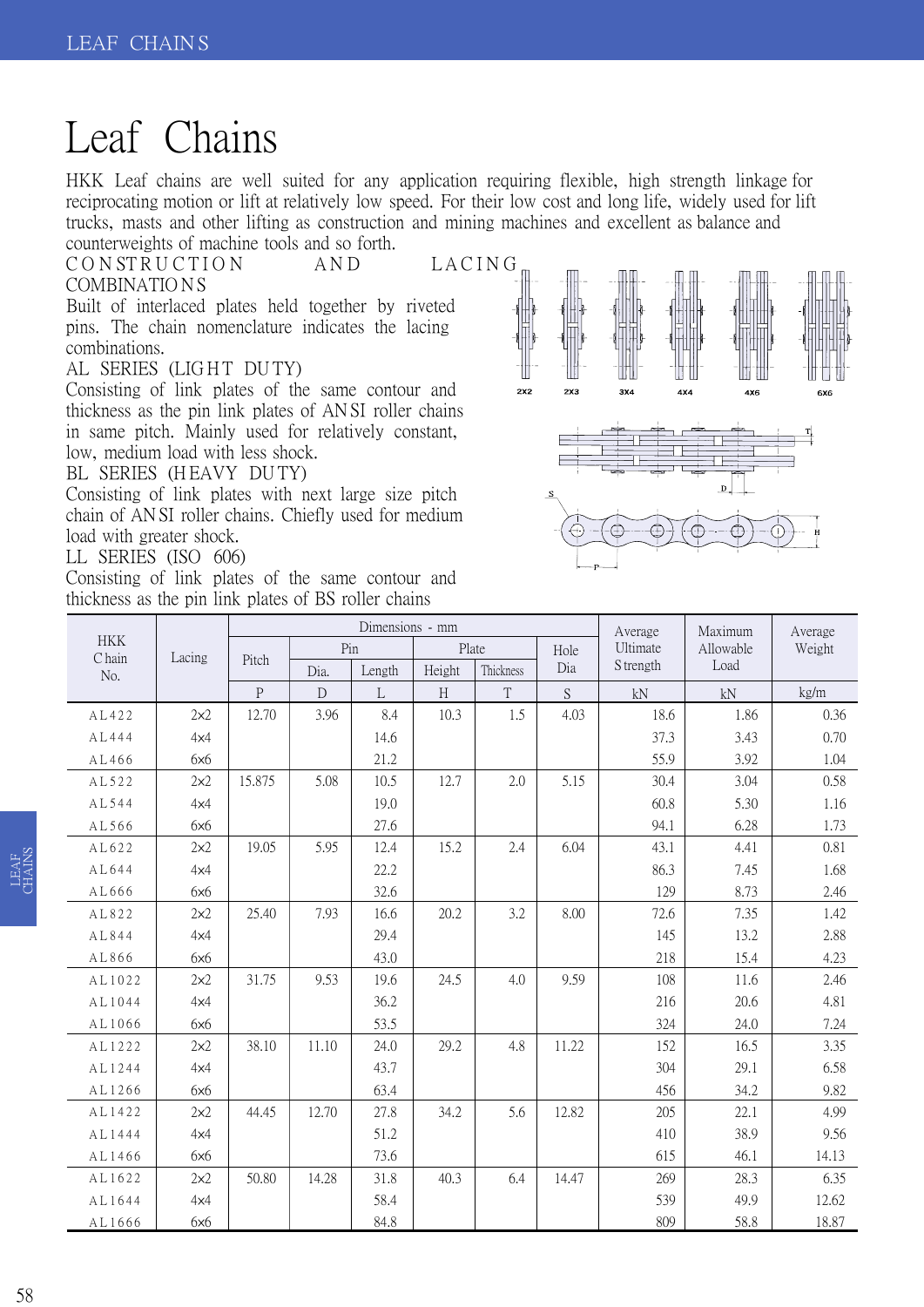# Leaf Chains

HKK Leaf chains are well suited for any application requiring flexible, high strength linkage for reciprocating motion or lift at relatively low speed. For their low cost and long life, widely used for lift trucks, masts and other lifting as construction and mining machines and excellent as balance and counterweights of machine tools and so forth.

CONSTRUCTION AND LACING COMBINATIONS

Built of interlaced plates held together by riveted pins. The chain nomenclature indicates the lacing combinations.

AL SERIES (LIGHT DUTY)

Consisting of link plates of the same contour and thickness as the pin link plates of ANSI roller chains in same pitch. Mainly used for relatively constant, low, medium load with less shock.

BL SERIES (HEAVY DUTY)

Consisting of link plates with next large size pitch chain of ANSI roller chains. Chiefly used for medium load with greater shock.

LL SERIES (ISO 606)

Consisting of link plates of the same contour and thickness as the pin link plates of BS roller chains

2x2 2x3 3X4 4X4 4X6 6X6

| HKK Chain No. | Lacing | Dimensions - mm | | | | | | Average Ultimate Strength | Maximum Allowable Load | Average Weight |
|---|---|---|---|---|---|---|---|---|---|---|
| | | Pitch | Pin | | Plate | | Hole Dia | | | |
| | | | Dia. | Length | Height | Thickness | | | | |
| | | P | D | L | H | T | S | kN | kN | kg/m |
| AL422 | 2x2 | 12.70 | 3.96 | 8.4 | 10.3 | 1.5 | 4.03 | 18.6 | 1.86 | 0.36 |
| AL444 | 4x4 | | | 14.6 | | | | 37.3 | 3.43 | 0.70 |
| AL466 | 6x6 | | | 21.2 | | | | 55.9 | 3.92 | 1.04 |
| AL522 | 2x2 | 15.875 | 5.08 | 10.5 | 12.7 | 2.0 | 5.15 | 30.4 | 3.04 | 0.58 |
| AL544 | 4x4 | | | 19.0 | | | | 60.8 | 5.30 | 1.16 |
| AL566 | 6x6 | | | 27.6 | | | | 94.1 | 6.28 | 1.73 |
| AL622 | 2x2 | 19.05 | 5.95 | 12.4 | 15.2 | 2.4 | 6.04 | 43.1 | 4.41 | 0.81 |
| AL644 | 4x4 | | | 22.2 | | | | 86.3 | 7.45 | 1.68 |
| AL666 | 6x6 | | | 32.6 | | | | 129 | 8.73 | 2.46 |
| AL822 | 2x2 | 25.40 | 7.93 | 16.6 | 20.2 | 3.2 | 8.00 | 72.6 | 7.35 | 1.42 |
| AL844 | 4x4 | | | 29.4 | | | | 145 | 13.2 | 2.88 |
| AL866 | 6x6 | | | 43.0 | | | | 218 | 15.4 | 4.23 |
| AL1022 | 2x2 | 31.75 | 9.53 | 19.6 | 24.5 | 4.0 | 9.59 | 108 | 11.6 | 2.46 |
| AL1044 | 4x4 | | | 36.2 | | | | 216 | 20.6 | 4.81 |
| AL1066 | 6x6 | | | 53.5 | | | | 324 | 24.0 | 7.24 |
| AL1222 | 2x2 | 38.10 | 11.10 | 24.0 | 29.2 | 4.8 | 11.22 | 152 | 16.5 | 3.35 |
| AL1244 | 4x4 | | | 43.7 | | | | 304 | 29.1 | 6.58 |
| AL1266 | 6x6 | | | 63.4 | | | | 456 | 34.2 | 9.82 |
| AL1422 | 2x2 | 44.45 | 12.70 | 27.8 | 34.2 | 5.6 | 12.82 | 205 | 22.1 | 4.99 |
| AL1444 | 4x4 | | | 51.2 | | | | 410 | 38.9 | 9.56 |
| AL1466 | 6x6 | | | 73.6 | | | | 615 | 46.1 | 14.13 |
| AL1622 | 2x2 | 50.80 | 14.28 | 31.8 | 40.3 | 6.4 | 14.47 | 269 | 28.3 | 6.35 |
| AL1644 | 4x4 | | | 58.4 | | | | 539 | 49.9 | 12.62 |
| AL1666 | 6x6 | | | 84.8 | | | | 809 | 58.8 | 18.87 |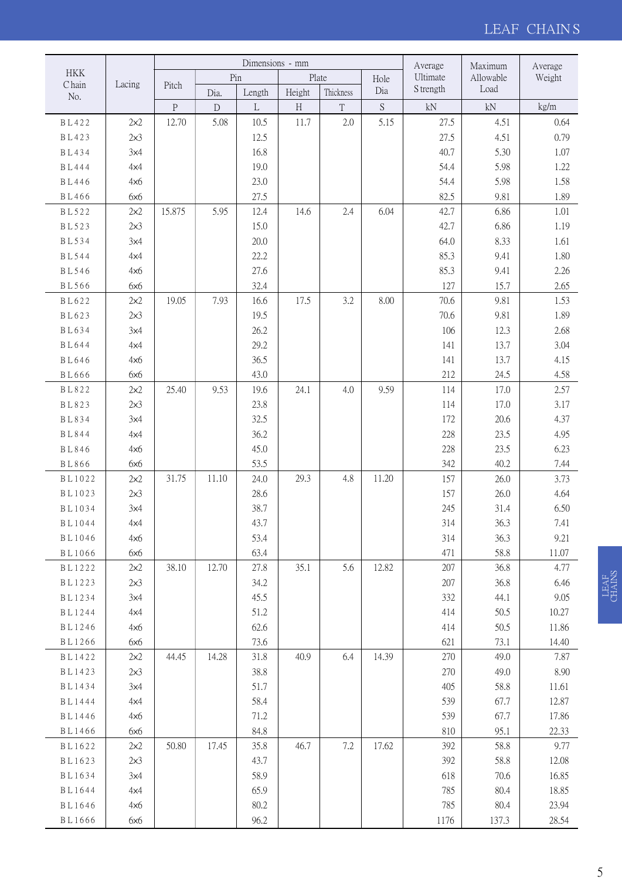# LEAF CHAINS

| HKK Chain No. | Lacing | Dimensions - mm | | | | | | Average Ultimate Strength | Maximum Allowable Load | Average Weight |
|---|---|---|---|---|---|---|---|---|---|---|
| | | Pitch | Pin | | Plate | | Hole Dia | | | |
| | | | Dia. | Length | Height | Thickness | | | | |
| | | P | D | L | H | T | S | kN | kN | kg/m |
| BL422 | 2x2 | 12.70 | 5.08 | 10.5 | 11.7 | 2.0 | 5.15 | 27.5 | 4.51 | 0.64 |
| BL423 | 2x3 | | | 12.5 | | | | 27.5 | 4.51 | 0.79 |
| BL434 | 3x4 | | | 16.8 | | | | 40.7 | 5.30 | 1.07 |
| BL444 | 4x4 | | | 19.0 | | | | 54.4 | 5.98 | 1.22 |
| BL446 | 4x6 | | | 23.0 | | | | 54.4 | 5.98 | 1.58 |
| BL466 | 6x6 | | | 27.5 | | | | 82.5 | 9.81 | 1.89 |
| BL522 | 2x2 | 15.875 | 5.95 | 12.4 | 14.6 | 2.4 | 6.04 | 42.7 | 6.86 | 1.01 |
| BL523 | 2x3 | | | 15.0 | | | | 42.7 | 6.86 | 1.19 |
| BL534 | 3x4 | | | 20.0 | | | | 64.0 | 8.33 | 1.61 |
| BL544 | 4x4 | | | 22.2 | | | | 85.3 | 9.41 | 1.80 |
| BL546 | 4x6 | | | 27.6 | | | | 85.3 | 9.41 | 2.26 |
| BL566 | 6x6 | | | 32.4 | | | | 127 | 15.7 | 2.65 |
| BL622 | 2x2 | 19.05 | 7.93 | 16.6 | 17.5 | 3.2 | 8.00 | 70.6 | 9.81 | 1.53 |
| BL623 | 2x3 | | | 19.5 | | | | 70.6 | 9.81 | 1.89 |
| BL634 | 3x4 | | | 26.2 | | | | 106 | 12.3 | 2.68 |
| BL644 | 4x4 | | | 29.2 | | | | 141 | 13.7 | 3.04 |
| BL646 | 4x6 | | | 36.5 | | | | 141 | 13.7 | 4.15 |
| BL666 | 6x6 | | | 43.0 | | | | 212 | 24.5 | 4.58 |
| BL822 | 2x2 | 25.40 | 9.53 | 19.6 | 24.1 | 4.0 | 9.59 | 114 | 17.0 | 2.57 |
| BL823 | 2x3 | | | 23.8 | | | | 114 | 17.0 | 3.17 |
| BL834 | 3x4 | | | 32.5 | | | | 172 | 20.6 | 4.37 |
| BL844 | 4x4 | | | 36.2 | | | | 228 | 23.5 | 4.95 |
| BL846 | 4x6 | | | 45.0 | | | | 228 | 23.5 | 6.23 |
| BL866 | 6x6 | | | 53.5 | | | | 342 | 40.2 | 7.44 |
| BL1022 | 2x2 | 31.75 | 11.10 | 24.0 | 29.3 | 4.8 | 11.20 | 157 | 26.0 | 3.73 |
| BL1023 | 2x3 | | | 28.6 | | | | 157 | 26.0 | 4.64 |
| BL1034 | 3x4 | | | 38.7 | | | | 245 | 31.4 | 6.50 |
| BL1044 | 4x4 | | | 43.7 | | | | 314 | 36.3 | 7.41 |
| BL1046 | 4x6 | | | 53.4 | | | | 314 | 36.3 | 9.21 |
| BL1066 | 6x6 | | | 63.4 | | | | 471 | 58.8 | 11.07 |
| BL1222 | 2x2 | 38.10 | 12.70 | 27.8 | 35.1 | 5.6 | 12.82 | 207 | 36.8 | 4.77 |
| BL1223 | 2x3 | | | 34.2 | | | | 207 | 36.8 | 6.46 |
| BL1234 | 3x4 | | | 45.5 | | | | 332 | 44.1 | 9.05 |
| BL1244 | 4x4 | | | 51.2 | | | | 414 | 50.5 | 10.27 |
| BL1246 | 4x6 | | | 62.6 | | | | 414 | 50.5 | 11.86 |
| BL1266 | 6x6 | | | 73.6 | | | | 621 | 73.1 | 14.40 |
| BL1422 | 2x2 | 44.45 | 14.28 | 31.8 | 40.9 | 6.4 | 14.39 | 270 | 49.0 | 7.87 |
| BL1423 | 2x3 | | | 38.8 | | | | 270 | 49.0 | 8.90 |
| BL1434 | 3x4 | | | 51.7 | | | | 405 | 58.8 | 11.61 |
| BL1444 | 4x4 | | | 58.4 | | | | 539 | 67.7 | 12.87 |
| BL1446 | 4x6 | | | 71.2 | | | | 539 | 67.7 | 17.86 |
| BL1466 | 6x6 | | | 84.8 | | | | 810 | 95.1 | 22.33 |
| BL1622 | 2x2 | 50.80 | 17.45 | 35.8 | 46.7 | 7.2 | 17.62 | 392 | 58.8 | 9.77 |
| BL1623 | 2x3 | | | 43.7 | | | | 392 | 58.8 | 12.08 |
| BL1634 | 3x4 | | | 58.9 | | | | 618 | 70.6 | 16.85 |
| BL1644 | 4x4 | | | 65.9 | | | | 785 | 80.4 | 18.85 |
| BL1646 | 4x6 | | | 80.2 | | | | 785 | 80.4 | 23.94 |
| BL1666 | 6x6 | | | 96.2 | | | | 1176 | 137.3 | 28.54 |